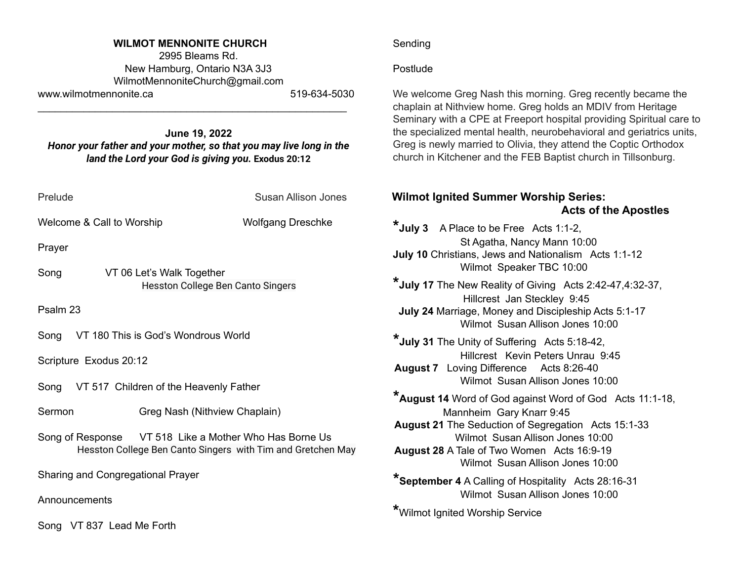**WILMOT MENNONITE CHURCH**
2995 Bleams Rd.
New Hamburg, Ontario N3A 3J3
WilmotMennoniteChurch@gmail.com
www.wilmotmennonite.ca 519-634-5030

---

**June 19, 2022**
***Honor your father and your mother, so that you may live long in the land the Lord your God is giving you.*** **Exodus 20:12**

Prelude Susan Allison Jones

Welcome & Call to Worship Wolfgang Dreschke

Prayer

Song VT 06 Let's Walk Together
Hesston College Ben Canto Singers

Psalm 23

Song VT 180 This is God's Wondrous World

Scripture Exodus 20:12

Song VT 517 Children of the Heavenly Father

Sermon Greg Nash (Nithview Chaplain)

Song of Response VT 518 Like a Mother Who Has Borne Us
Hesston College Ben Canto Singers with Tim and Gretchen May

Sharing and Congregational Prayer

Announcements

Song VT 837 Lead Me Forth

Sending

Postlude

We welcome Greg Nash this morning. Greg recently became the chaplain at Nithview home. Greg holds an MDIV from Heritage Seminary with a CPE at Freeport hospital providing Spiritual care to the specialized mental health, neurobehavioral and geriatrics units, Greg is newly married to Olivia, they attend the Coptic Orthodox church in Kitchener and the FEB Baptist church in Tillsonburg.

**Wilmot Ignited Summer Worship Series:**
**Acts of the Apostles**

***July 3** A Place to be Free Acts 1:1-2,
St Agatha, Nancy Mann 10:00

**July 10** Christians, Jews and Nationalism Acts 1:1-12
Wilmot Speaker TBC 10:00

***July 17** The New Reality of Giving Acts 2:42-47,4:32-37,
Hillcrest Jan Steckley 9:45

**July 24** Marriage, Money and Discipleship Acts 5:1-17
Wilmot Susan Allison Jones 10:00

***July 31** The Unity of Suffering Acts 5:18-42,
Hillcrest Kevin Peters Unrau 9:45

**August 7** Loving Difference Acts 8:26-40
Wilmot Susan Allison Jones 10:00

***August 14** Word of God against Word of God Acts 11:1-18,
Mannheim Gary Knarr 9:45

**August 21** The Seduction of Segregation Acts 15:1-33
Wilmot Susan Allison Jones 10:00

**August 28** A Tale of Two Women Acts 16:9-19
Wilmot Susan Allison Jones 10:00

***September 4** A Calling of Hospitality Acts 28:16-31
Wilmot Susan Allison Jones 10:00

*Wilmot Ignited Worship Service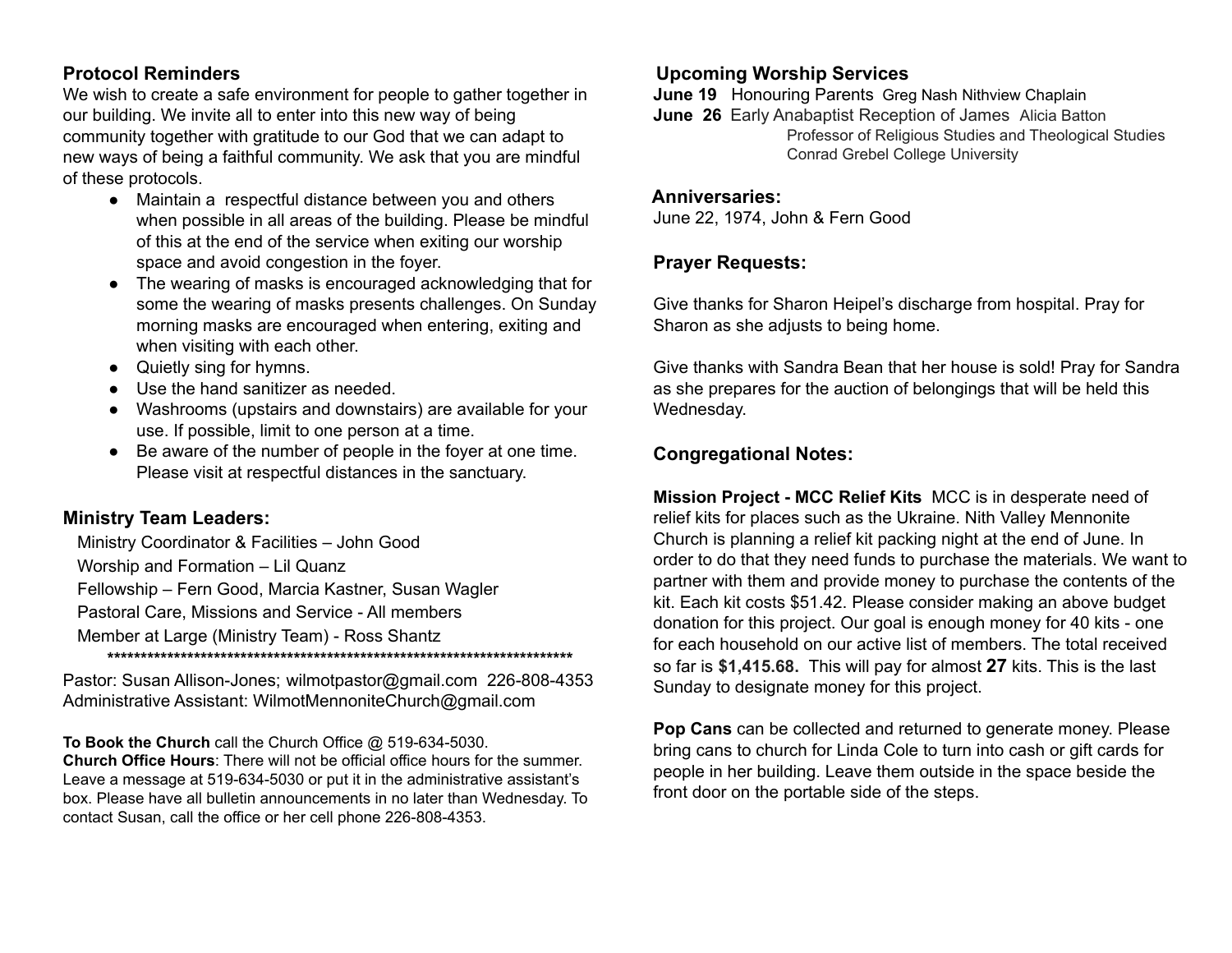## Protocol Reminders

We wish to create a safe environment for people to gather together in our building. We invite all to enter into this new way of being community together with gratitude to our God that we can adapt to new ways of being a faithful community. We ask that you are mindful of these protocols.

- Maintain a respectful distance between you and others when possible in all areas of the building. Please be mindful of this at the end of the service when exiting our worship space and avoid congestion in the foyer.
- The wearing of masks is encouraged acknowledging that for some the wearing of masks presents challenges. On Sunday morning masks are encouraged when entering, exiting and when visiting with each other.
- Quietly sing for hymns.
- Use the hand sanitizer as needed.
- Washrooms (upstairs and downstairs) are available for your use. If possible, limit to one person at a time.
- Be aware of the number of people in the foyer at one time. Please visit at respectful distances in the sanctuary.

## Ministry Team Leaders:

Ministry Coordinator & Facilities – John Good
Worship and Formation – Lil Quanz
Fellowship – Fern Good, Marcia Kastner, Susan Wagler
Pastoral Care, Missions and Service - All members
Member at Large (Ministry Team) - Ross Shantz

**************************************************************************

Pastor: Susan Allison-Jones; wilmotpastor@gmail.com 226-808-4353
Administrative Assistant: WilmotMennoniteChurch@gmail.com

**To Book the Church** call the Church Office @ 519-634-5030.
**Church Office Hours**: There will not be official office hours for the summer. Leave a message at 519-634-5030 or put it in the administrative assistant's box. Please have all bulletin announcements in no later than Wednesday. To contact Susan, call the office or her cell phone 226-808-4353.

## Upcoming Worship Services

**June 19** Honouring Parents Greg Nash Nithview Chaplain
**June 26** Early Anabaptist Reception of James Alicia Batton
Professor of Religious Studies and Theological Studies
Conrad Grebel College University

## Anniversaries:

June 22, 1974, John & Fern Good

## Prayer Requests:

Give thanks for Sharon Heipel's discharge from hospital. Pray for Sharon as she adjusts to being home.

Give thanks with Sandra Bean that her house is sold! Pray for Sandra as she prepares for the auction of belongings that will be held this Wednesday.

## Congregational Notes:

**Mission Project - MCC Relief Kits** MCC is in desperate need of relief kits for places such as the Ukraine. Nith Valley Mennonite Church is planning a relief kit packing night at the end of June. In order to do that they need funds to purchase the materials. We want to partner with them and provide money to purchase the contents of the kit. Each kit costs $51.42. Please consider making an above budget donation for this project. Our goal is enough money for 40 kits - one for each household on our active list of members. The total received so far is **$1,415.68.** This will pay for almost **27** kits. This is the last Sunday to designate money for this project.

**Pop Cans** can be collected and returned to generate money. Please bring cans to church for Linda Cole to turn into cash or gift cards for people in her building. Leave them outside in the space beside the front door on the portable side of the steps.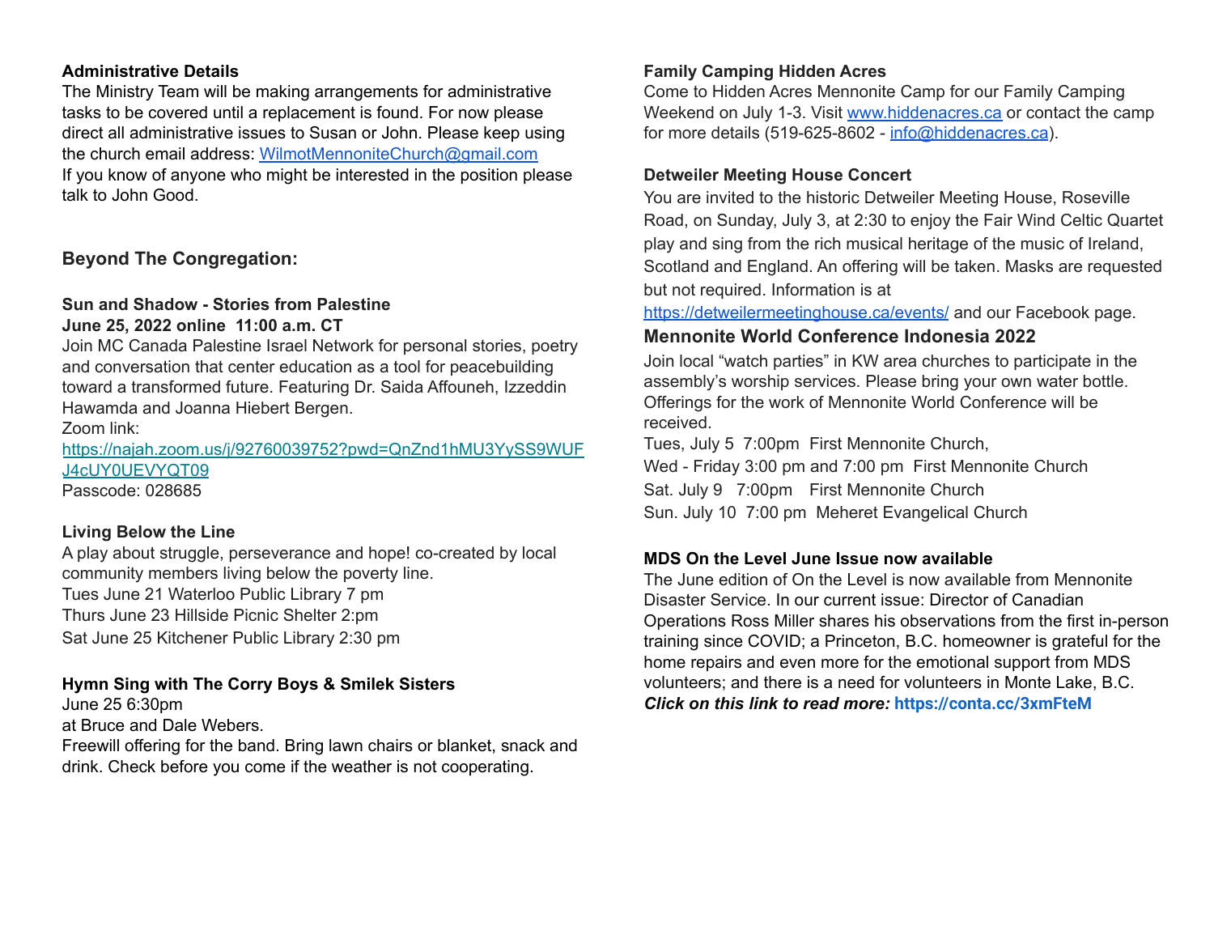**Administrative Details**

The Ministry Team will be making arrangements for administrative tasks to be covered until a replacement is found. For now please direct all administrative issues to Susan or John. Please keep using the church email address: WilmotMennoniteChurch@gmail.com

If you know of anyone who might be interested in the position please talk to John Good.

## Beyond The Congregation:

**Sun and Shadow - Stories from Palestine**
**June 25, 2022 online 11:00 a.m. CT**

Join MC Canada Palestine Israel Network for personal stories, poetry and conversation that center education as a tool for peacebuilding toward a transformed future. Featuring Dr. Saida Affouneh, Izzeddin Hawamda and Joanna Hiebert Bergen.

Zoom link:
https://najah.zoom.us/j/92760039752?pwd=QnZnd1hMU3YySS9WUFJ4cUY0UEVYQT09

Passcode: 028685

**Living Below the Line**

A play about struggle, perseverance and hope! co-created by local community members living below the poverty line.

Tues June 21 Waterloo Public Library 7 pm
Thurs June 23 Hillside Picnic Shelter 2:pm
Sat June 25 Kitchener Public Library 2:30 pm

**Hymn Sing with The Corry Boys & Smilek Sisters**

June 25 6:30pm
at Bruce and Dale Webers.

Freewill offering for the band. Bring lawn chairs or blanket, snack and drink. Check before you come if the weather is not cooperating.

**Family Camping Hidden Acres**

Come to Hidden Acres Mennonite Camp for our Family Camping Weekend on July 1-3. Visit www.hiddenacres.ca or contact the camp for more details (519-625-8602 - info@hiddenacres.ca).

**Detweiler Meeting House Concert**

You are invited to the historic Detweiler Meeting House, Roseville Road, on Sunday, July 3, at 2:30 to enjoy the Fair Wind Celtic Quartet play and sing from the rich musical heritage of the music of Ireland, Scotland and England. An offering will be taken. Masks are requested but not required. Information is at https://detweilermeetinghouse.ca/events/ and our Facebook page.

**Mennonite World Conference Indonesia 2022**

Join local "watch parties" in KW area churches to participate in the assembly's worship services. Please bring your own water bottle. Offerings for the work of Mennonite World Conference will be received.

Tues, July 5 7:00pm First Mennonite Church,
Wed - Friday 3:00 pm and 7:00 pm First Mennonite Church
Sat. July 9 7:00pm First Mennonite Church
Sun. July 10 7:00 pm Meheret Evangelical Church

**MDS On the Level June Issue now available**

The June edition of On the Level is now available from Mennonite Disaster Service. In our current issue: Director of Canadian Operations Ross Miller shares his observations from the first in-person training since COVID; a Princeton, B.C. homeowner is grateful for the home repairs and even more for the emotional support from MDS volunteers; and there is a need for volunteers in Monte Lake, B.C.

***Click on this link to read more:*** **https://conta.cc/3xmFteM**